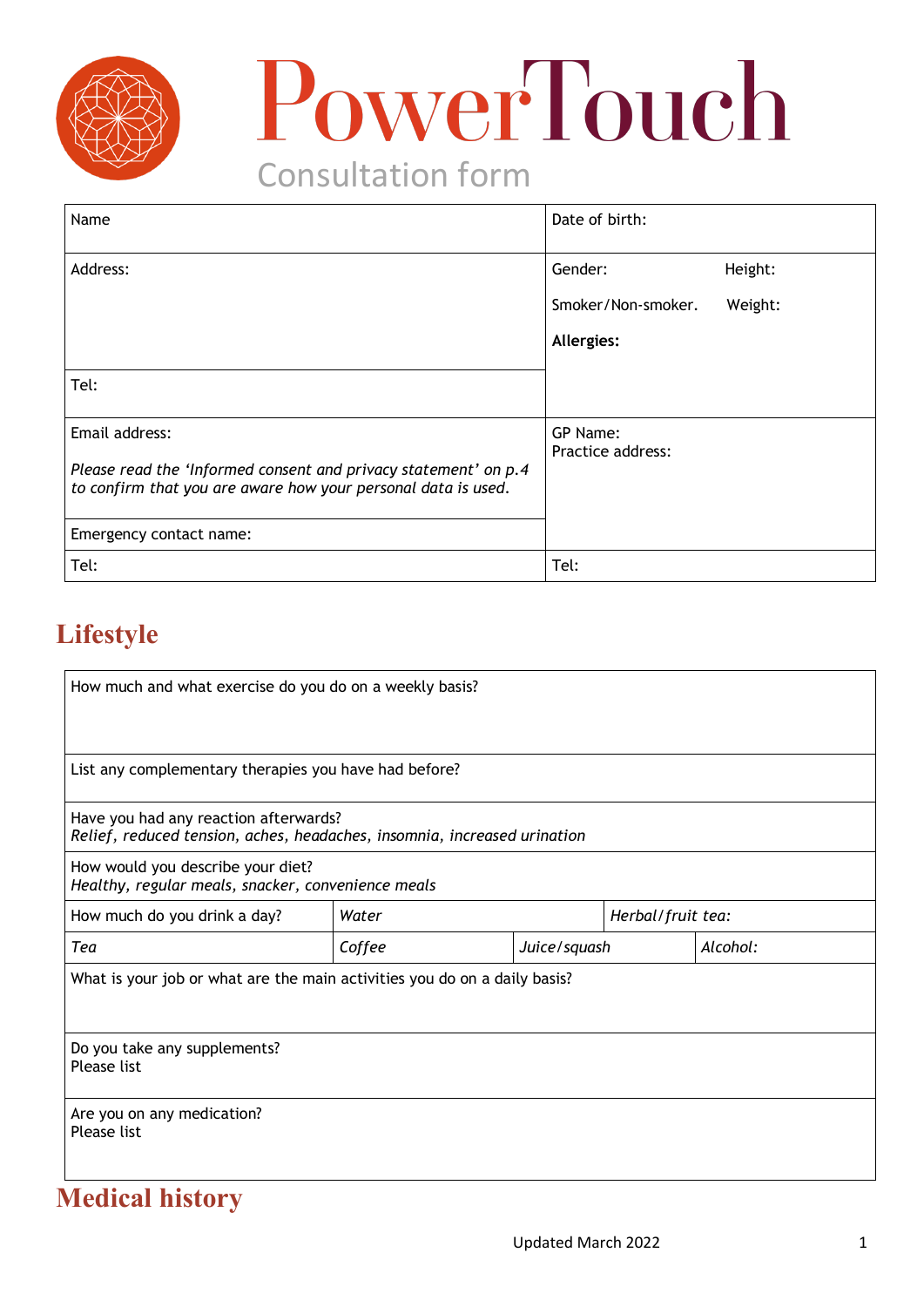# PowerTouch

Consultation form

| Name | Date of birth: |
|---|---|
| Address: | Gender: Height:<br>Smoker/Non-smoker. Weight:<br>**Allergies:** |
| Tel: | |
| Email address:<br>*Please read the 'Informed consent and privacy statement' on p.4 to confirm that you are aware how your personal data is used.* | GP Name:<br>Practice address: |
| Emergency contact name: | |
| Tel: | Tel: |

## Lifestyle

| How much and what exercise do you do on a weekly basis? | | | | |
|---|---|---|---|---|
| List any complementary therapies you have had before? | | | | |
| Have you had any reaction afterwards?<br>*Relief, reduced tension, aches, headaches, insomnia, increased urination* | | | | |
| How would you describe your diet?<br>*Healthy, regular meals, snacker, convenience meals* | | | | |
| How much do you drink a day? | *Water* | | *Herbal/fruit tea:* | |
| *Tea* | *Coffee* | *Juice/squash* | | *Alcohol:* |
| What is your job or what are the main activities you do on a daily basis? | | | | |
| Do you take any supplements?<br>Please list | | | | |
| Are you on any medication?<br>Please list | | | | |

## Medical history

Updated March 2022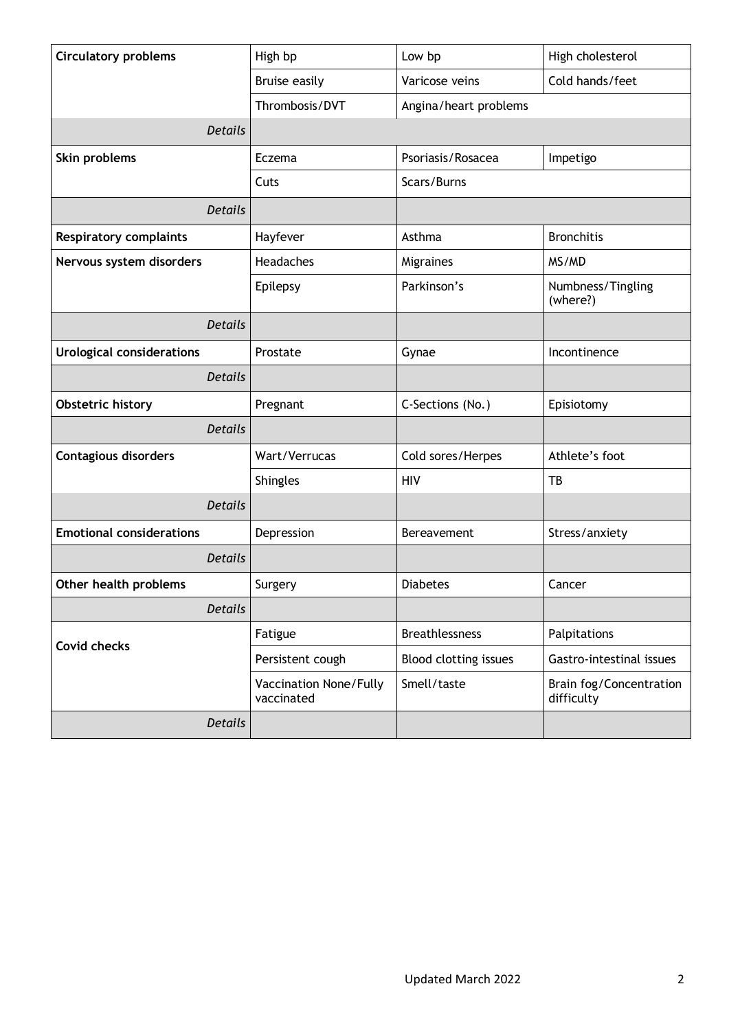| | | | |
|---|---|---|---|
| **Circulatory problems** | High bp | Low bp | High cholesterol |
| | Bruise easily | Varicose veins | Cold hands/feet |
| | Thrombosis/DVT | Angina/heart problems | |
| *Details* | | | |
| **Skin problems** | Eczema | Psoriasis/Rosacea | Impetigo |
| | Cuts | Scars/Burns | |
| *Details* | | | |
| **Respiratory complaints** | Hayfever | Asthma | Bronchitis |
| **Nervous system disorders** | Headaches | Migraines | MS/MD |
| | Epilepsy | Parkinson's | Numbness/Tingling (where?) |
| *Details* | | | |
| **Urological considerations** | Prostate | Gynae | Incontinence |
| *Details* | | | |
| **Obstetric history** | Pregnant | C-Sections (No.) | Episiotomy |
| *Details* | | | |
| **Contagious disorders** | Wart/Verrucas | Cold sores/Herpes | Athlete's foot |
| | Shingles | HIV | TB |
| *Details* | | | |
| **Emotional considerations** | Depression | Bereavement | Stress/anxiety |
| *Details* | | | |
| **Other health problems** | Surgery | Diabetes | Cancer |
| *Details* | | | |
| **Covid checks** | Fatigue | Breathlessness | Palpitations |
| | Persistent cough | Blood clotting issues | Gastro-intestinal issues |
| | Vaccination None/Fully vaccinated | Smell/taste | Brain fog/Concentration difficulty |
| *Details* | | | |

Updated March 2022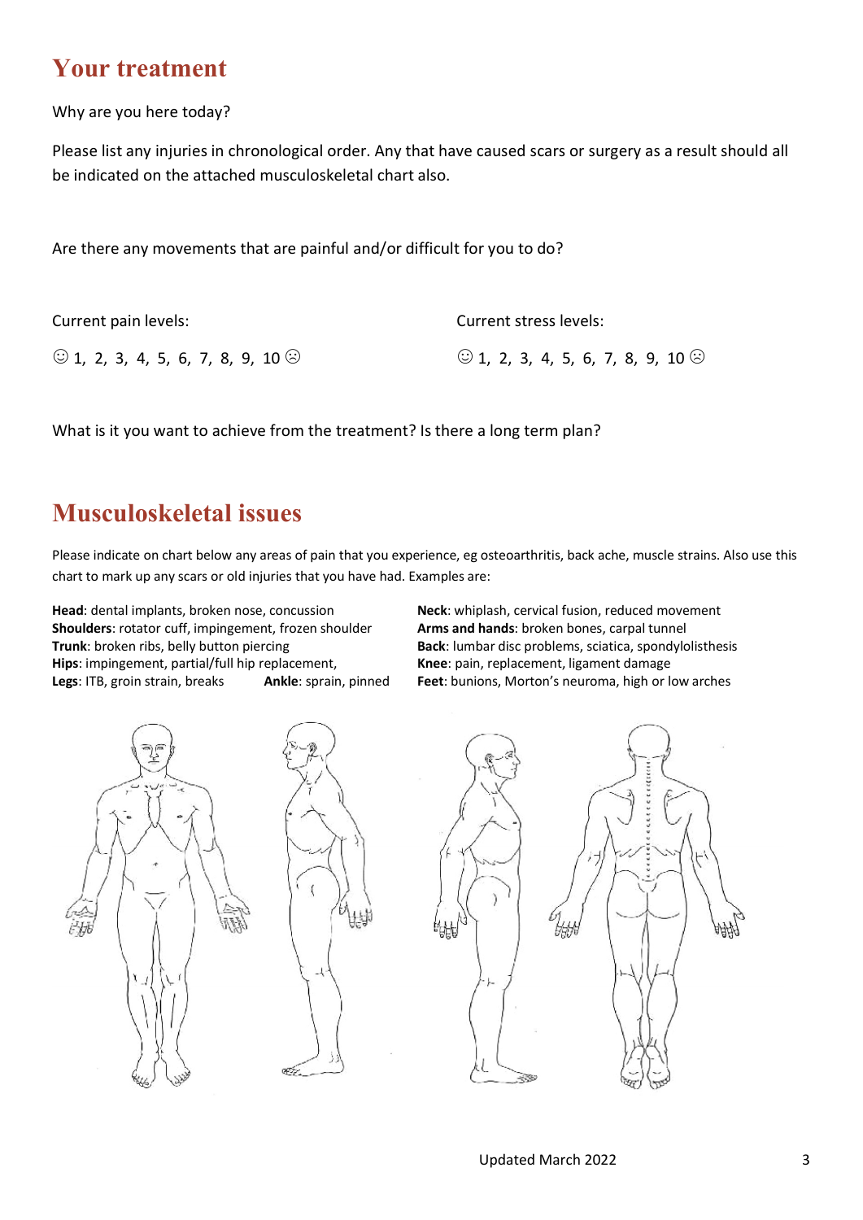## Your treatment

Why are you here today?

Please list any injuries in chronological order. Any that have caused scars or surgery as a result should all be indicated on the attached musculoskeletal chart also.

Are there any movements that are painful and/or difficult for you to do?

Current pain levels:

☺ 1, 2, 3, 4, 5, 6, 7, 8, 9, 10 ☹

Current stress levels:

☺ 1, 2, 3, 4, 5, 6, 7, 8, 9, 10 ☹

What is it you want to achieve from the treatment? Is there a long term plan?

## Musculoskeletal issues

Please indicate on chart below any areas of pain that you experience, eg osteoarthritis, back ache, muscle strains. Also use this chart to mark up any scars or old injuries that you have had. Examples are:

**Head**: dental implants, broken nose, concussion
**Shoulders**: rotator cuff, impingement, frozen shoulder
**Trunk**: broken ribs, belly button piercing
**Hips**: impingement, partial/full hip replacement,
**Legs**: ITB, groin strain, breaks
**Ankle**: sprain, pinned
**Neck**: whiplash, cervical fusion, reduced movement
**Arms and hands**: broken bones, carpal tunnel
**Back**: lumbar disc problems, sciatica, spondylolisthesis
**Knee**: pain, replacement, ligament damage
**Feet**: bunions, Morton's neuroma, high or low arches

Updated March 2022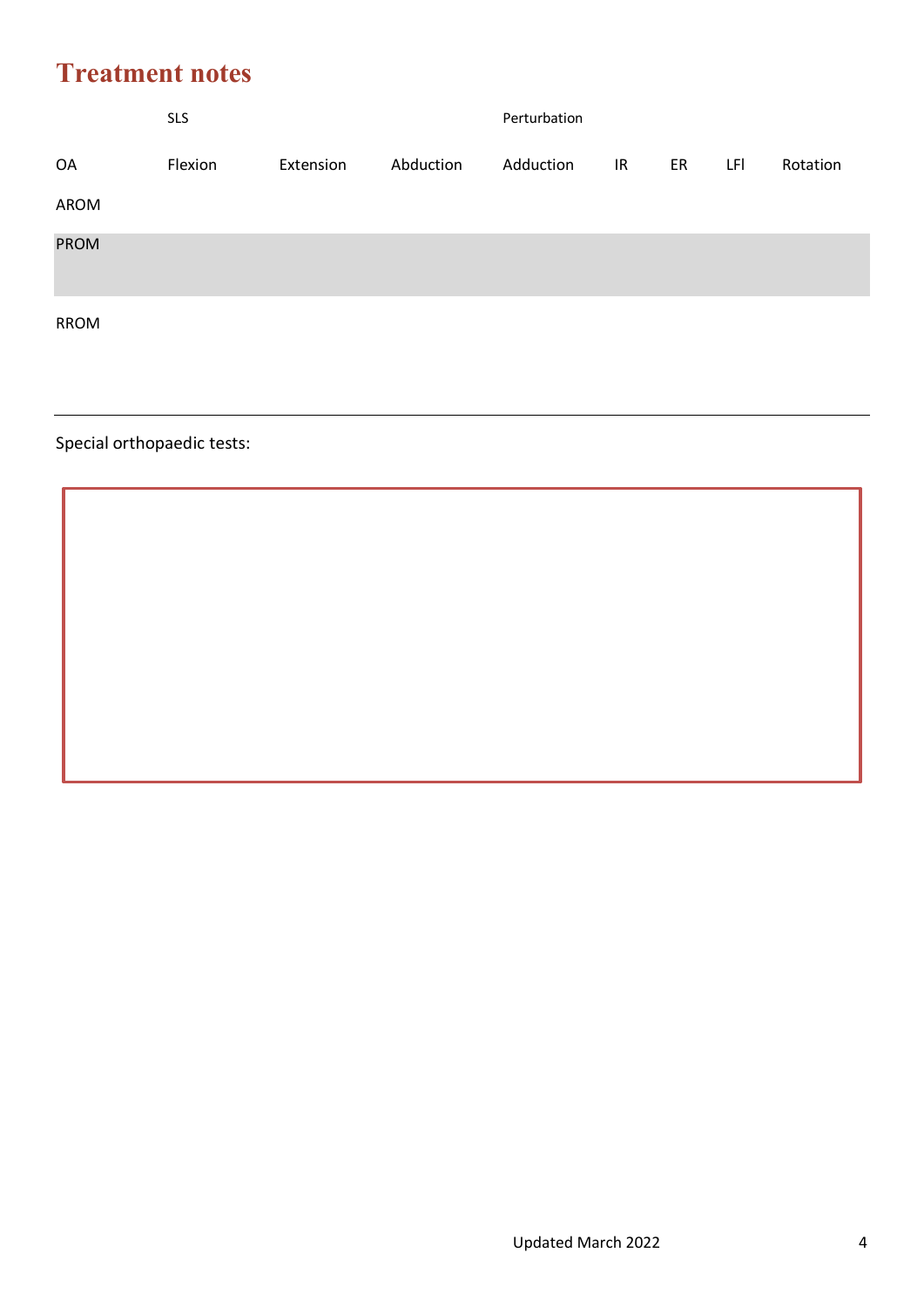# Treatment notes

| | SLS | | | Perturbation | | | | |
|---|---|---|---|---|---|---|---|---|
| OA | Flexion | Extension | Abduction | Adduction | IR | ER | LFl | Rotation |
| AROM | | | | | | | | |
| PROM | | | | | | | | |
| RROM | | | | | | | | |

---

Special orthopaedic tests: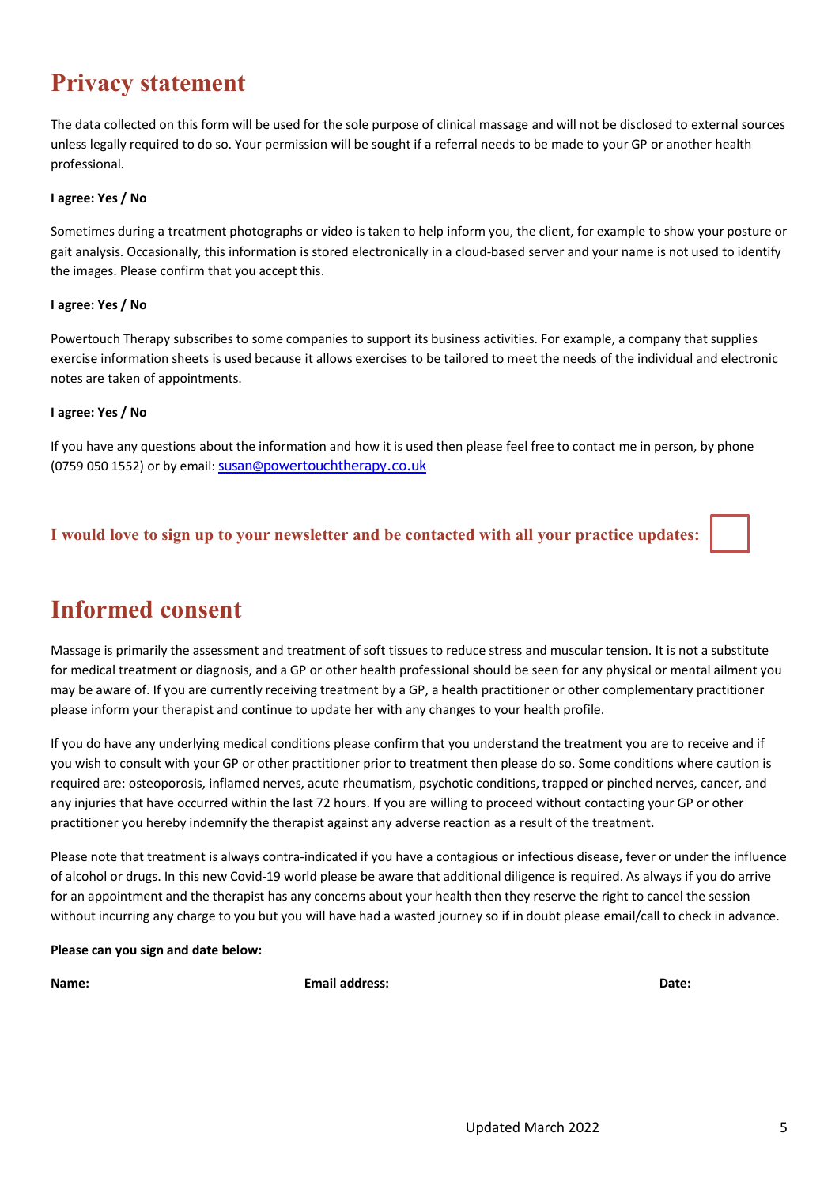## Privacy statement

The data collected on this form will be used for the sole purpose of clinical massage and will not be disclosed to external sources unless legally required to do so. Your permission will be sought if a referral needs to be made to your GP or another health professional.

**I agree: Yes / No**

Sometimes during a treatment photographs or video is taken to help inform you, the client, for example to show your posture or gait analysis. Occasionally, this information is stored electronically in a cloud-based server and your name is not used to identify the images. Please confirm that you accept this.

**I agree: Yes / No**

Powertouch Therapy subscribes to some companies to support its business activities. For example, a company that supplies exercise information sheets is used because it allows exercises to be tailored to meet the needs of the individual and electronic notes are taken of appointments.

**I agree: Yes / No**

If you have any questions about the information and how it is used then please feel free to contact me in person, by phone (0759 050 1552) or by email: susan@powertouchtherapy.co.uk

**I would love to sign up to your newsletter and be contacted with all your practice updates:** ☐

## Informed consent

Massage is primarily the assessment and treatment of soft tissues to reduce stress and muscular tension. It is not a substitute for medical treatment or diagnosis, and a GP or other health professional should be seen for any physical or mental ailment you may be aware of. If you are currently receiving treatment by a GP, a health practitioner or other complementary practitioner please inform your therapist and continue to update her with any changes to your health profile.

If you do have any underlying medical conditions please confirm that you understand the treatment you are to receive and if you wish to consult with your GP or other practitioner prior to treatment then please do so. Some conditions where caution is required are: osteoporosis, inflamed nerves, acute rheumatism, psychotic conditions, trapped or pinched nerves, cancer, and any injuries that have occurred within the last 72 hours. If you are willing to proceed without contacting your GP or other practitioner you hereby indemnify the therapist against any adverse reaction as a result of the treatment.

Please note that treatment is always contra-indicated if you have a contagious or infectious disease, fever or under the influence of alcohol or drugs. In this new Covid-19 world please be aware that additional diligence is required. As always if you do arrive for an appointment and the therapist has any concerns about your health then they reserve the right to cancel the session without incurring any charge to you but you will have had a wasted journey so if in doubt please email/call to check in advance.

**Please can you sign and date below:**

**Name:** **Email address:** **Date:**

Updated March 2022